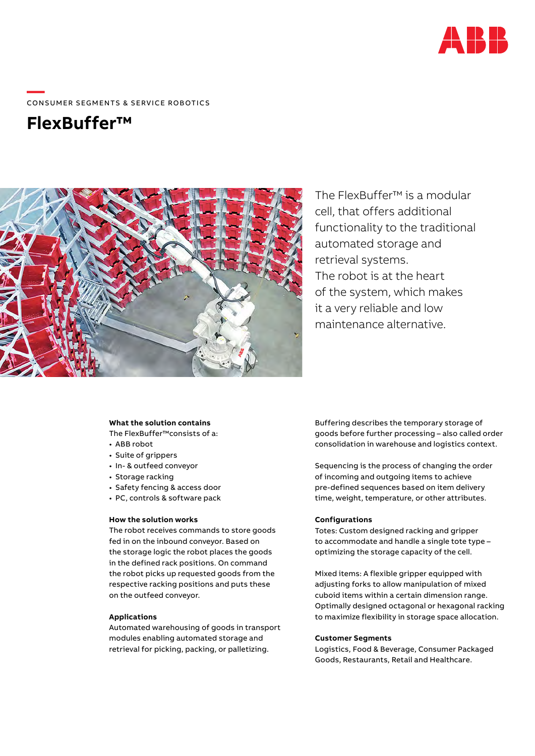CONSUMER SEGMENTS & SERVICE ROBOTICS

# FlexBuffer™

The FlexBuffer™ is a modular cell, that offers additional functionality to the traditional automated storage and retrieval systems. The robot is at the heart of the system, which makes it a very reliable and low maintenance alternative.

**What the solution contains**

The FlexBuffer™consists of a:

- ABB robot
- Suite of grippers
- In- & outfeed conveyor
- Storage racking
- Safety fencing & access door
- PC, controls & software pack

**How the solution works**

The robot receives commands to store goods fed in on the inbound conveyor. Based on the storage logic the robot places the goods in the defined rack positions. On command the robot picks up requested goods from the respective racking positions and puts these on the outfeed conveyor.

**Applications**

Automated warehousing of goods in transport modules enabling automated storage and retrieval for picking, packing, or palletizing.

Buffering describes the temporary storage of goods before further processing – also called order consolidation in warehouse and logistics context.

Sequencing is the process of changing the order of incoming and outgoing items to achieve pre-defined sequences based on item delivery time, weight, temperature, or other attributes.

**Configurations**

Totes: Custom designed racking and gripper to accommodate and handle a single tote type – optimizing the storage capacity of the cell.

Mixed items: A flexible gripper equipped with adjusting forks to allow manipulation of mixed cuboid items within a certain dimension range. Optimally designed octagonal or hexagonal racking to maximize flexibility in storage space allocation.

**Customer Segments**

Logistics, Food & Beverage, Consumer Packaged Goods, Restaurants, Retail and Healthcare.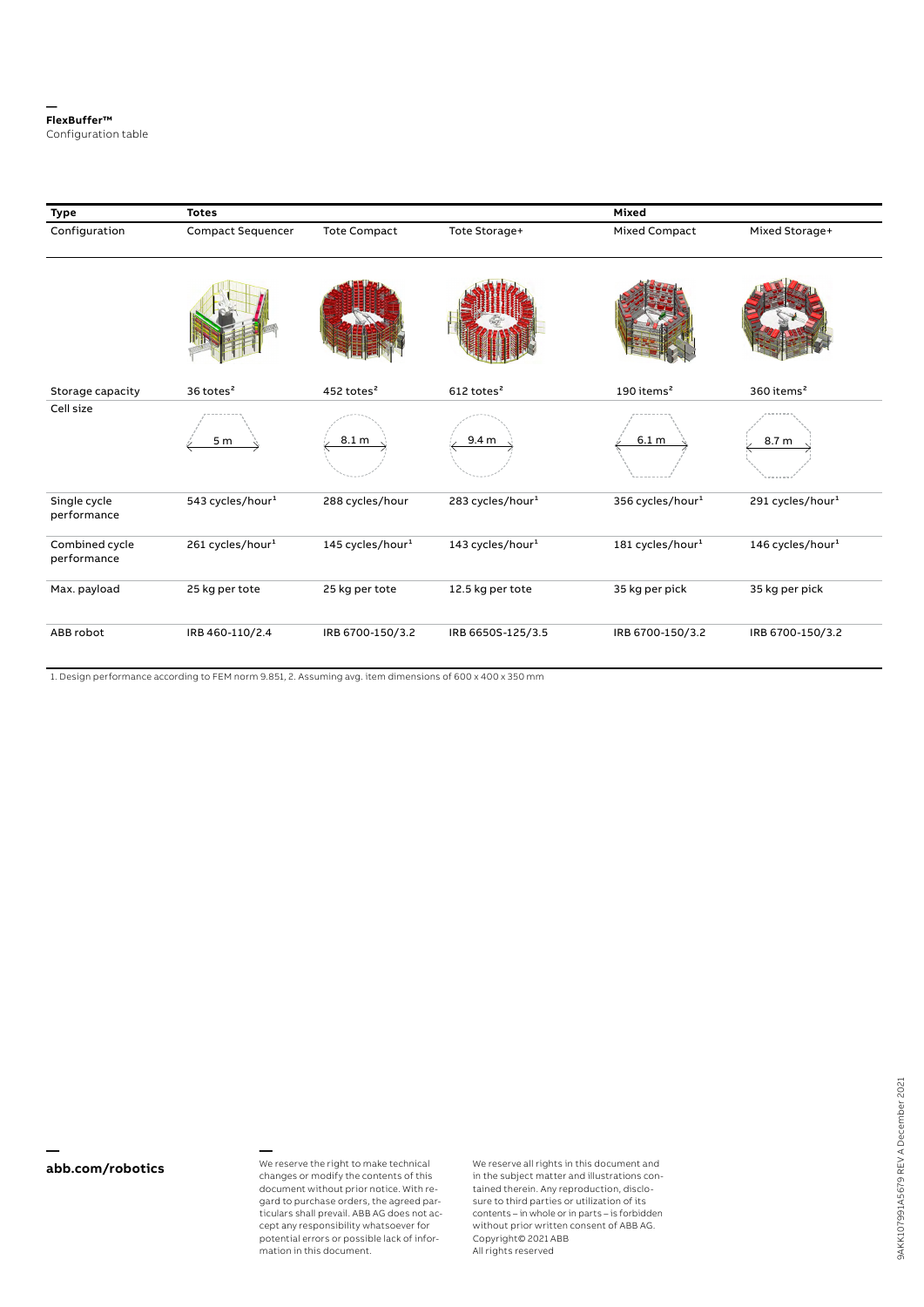**FlexBuffer™**
Configuration table

| Type | Totes | | | Mixed | |
|---|---|---|---|---|---|
| Configuration | Compact Sequencer | Tote Compact | Tote Storage+ | Mixed Compact | Mixed Storage+ |
| Storage capacity | 36 totes[2] | 452 totes[2] | 612 totes[2] | 190 items[2] | 360 items[2] |
| Cell size | 5 m | 8.1 m | 9.4 m | 6.1 m | 8.7 m |
| Single cycle performance | 543 cycles/hour[1] | 288 cycles/hour | 283 cycles/hour[1] | 356 cycles/hour[1] | 291 cycles/hour[1] |
| Combined cycle performance | 261 cycles/hour[1] | 145 cycles/hour[1] | 143 cycles/hour[1] | 181 cycles/hour[1] | 146 cycles/hour[1] |
| Max. payload | 25 kg per tote | 25 kg per tote | 12.5 kg per tote | 35 kg per pick | 35 kg per pick |
| ABB robot | IRB 460-110/2.4 | IRB 6700-150/3.2 | IRB 6650S-125/3.5 | IRB 6700-150/3.2 | IRB 6700-150/3.2 |

1. Design performance according to FEM norm 9.851, 2. Assuming avg. item dimensions of 600 x 400 x 350 mm

**abb.com/robotics**

We reserve the right to make technical changes or modify the contents of this document without prior notice. With regard to purchase orders, the agreed particulars shall prevail. ABB AG does not accept any responsibility whatsoever for potential errors or possible lack of information in this document.

We reserve all rights in this document and in the subject matter and illustrations contained therein. Any reproduction, disclosure to third parties or utilization of its contents – in whole or in parts – is forbidden without prior written consent of ABB AG.
Copyright© 2021 ABB
All rights reserved

9AKK107991A5679 REV A December 2021